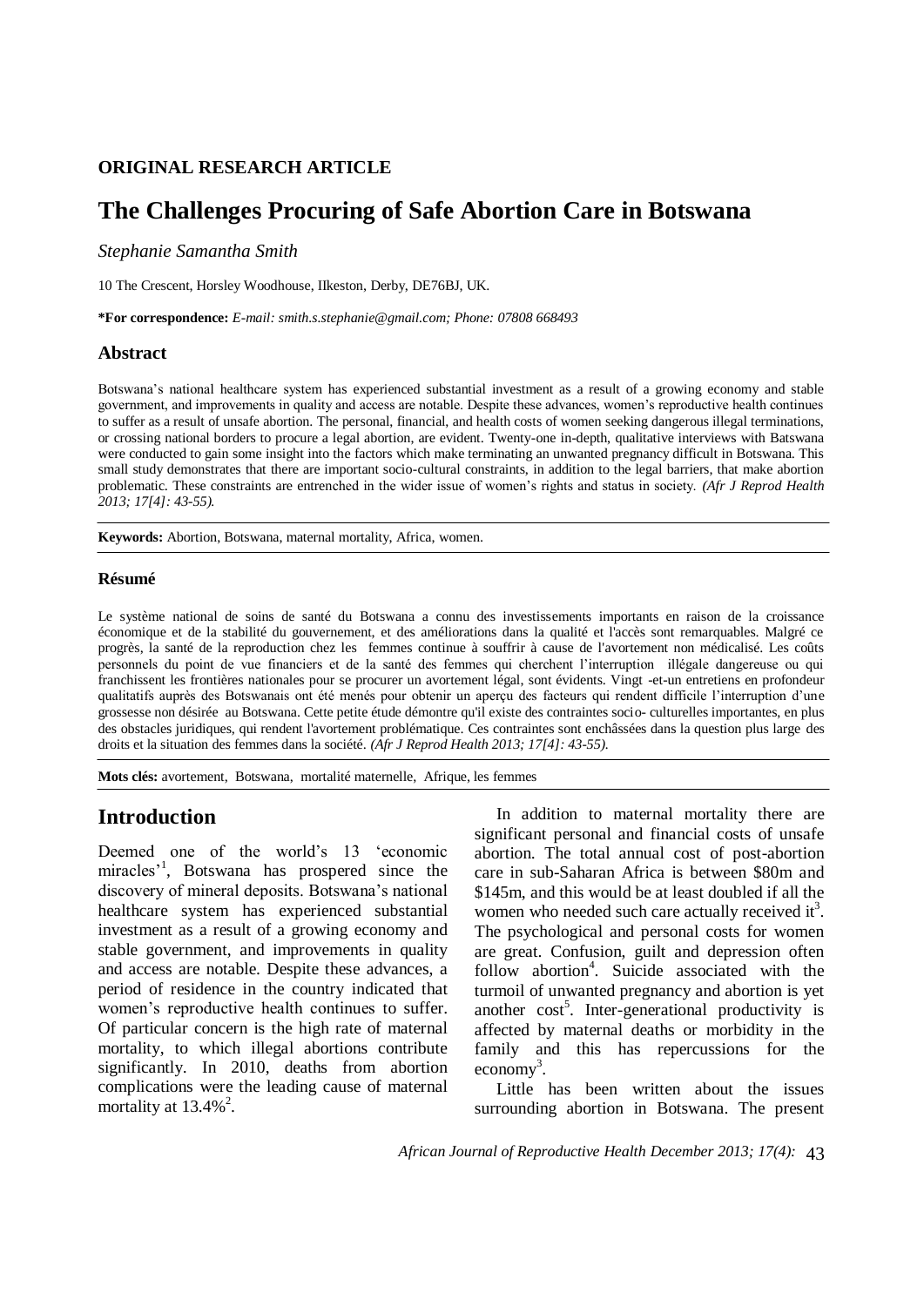**ORIGINAL RESEARCH ARTICLE**

# The Challenges Procuring of Safe Abortion Care in Botswana

*Stephanie Samantha Smith*

10 The Crescent, Horsley Woodhouse, Ilkeston, Derby, DE76BJ, UK.

**\*For correspondence:** *E-mail: smith.s.stephanie@gmail.com; Phone: 07808 668493*

### Abstract

Botswana's national healthcare system has experienced substantial investment as a result of a growing economy and stable government, and improvements in quality and access are notable. Despite these advances, women's reproductive health continues to suffer as a result of unsafe abortion. The personal, financial, and health costs of women seeking dangerous illegal terminations, or crossing national borders to procure a legal abortion, are evident. Twenty-one in-depth, qualitative interviews with Batswana were conducted to gain some insight into the factors which make terminating an unwanted pregnancy difficult in Botswana. This small study demonstrates that there are important socio-cultural constraints, in addition to the legal barriers, that make abortion problematic. These constraints are entrenched in the wider issue of women's rights and status in society. *(Afr J Reprod Health 2013; 17[4]: 43-55).*

**Keywords:** Abortion, Botswana, maternal mortality, Africa, women.

#### Résumé

Le système national de soins de santé du Botswana a connu des investissements importants en raison de la croissance économique et de la stabilité du gouvernement, et des améliorations dans la qualité et l'accès sont remarquables. Malgré ce progrès, la santé de la reproduction chez les femmes continue à souffrir à cause de l'avortement non médicalisé. Les coûts personnels du point de vue financiers et de la santé des femmes qui cherchent l'interruption illégale dangereuse ou qui franchissent les frontières nationales pour se procurer un avortement légal, sont évidents. Vingt -et-un entretiens en profondeur qualitatifs auprès des Botswanais ont été menés pour obtenir un aperçu des facteurs qui rendent difficile l'interruption d'une grossesse non désirée au Botswana. Cette petite étude démontre qu'il existe des contraintes socio- culturelles importantes, en plus des obstacles juridiques, qui rendent l'avortement problématique. Ces contraintes sont enchâssées dans la question plus large des droits et la situation des femmes dans la société. *(Afr J Reprod Health 2013; 17[4]: 43-55).*

**Mots clés:** avortement, Botswana, mortalité maternelle, Afrique, les femmes

## Introduction

Deemed one of the world's 13 'economic miracles'[1], Botswana has prospered since the discovery of mineral deposits. Botswana's national healthcare system has experienced substantial investment as a result of a growing economy and stable government, and improvements in quality and access are notable. Despite these advances, a period of residence in the country indicated that women's reproductive health continues to suffer. Of particular concern is the high rate of maternal mortality, to which illegal abortions contribute significantly. In 2010, deaths from abortion complications were the leading cause of maternal mortality at 13.4%[2].

In addition to maternal mortality there are significant personal and financial costs of unsafe abortion. The total annual cost of post-abortion care in sub-Saharan Africa is between \$80m and \$145m, and this would be at least doubled if all the women who needed such care actually received it[3]. The psychological and personal costs for women are great. Confusion, guilt and depression often follow abortion[4]. Suicide associated with the turmoil of unwanted pregnancy and abortion is yet another cost[5]. Inter-generational productivity is affected by maternal deaths or morbidity in the family and this has repercussions for the economy[3].

Little has been written about the issues surrounding abortion in Botswana. The present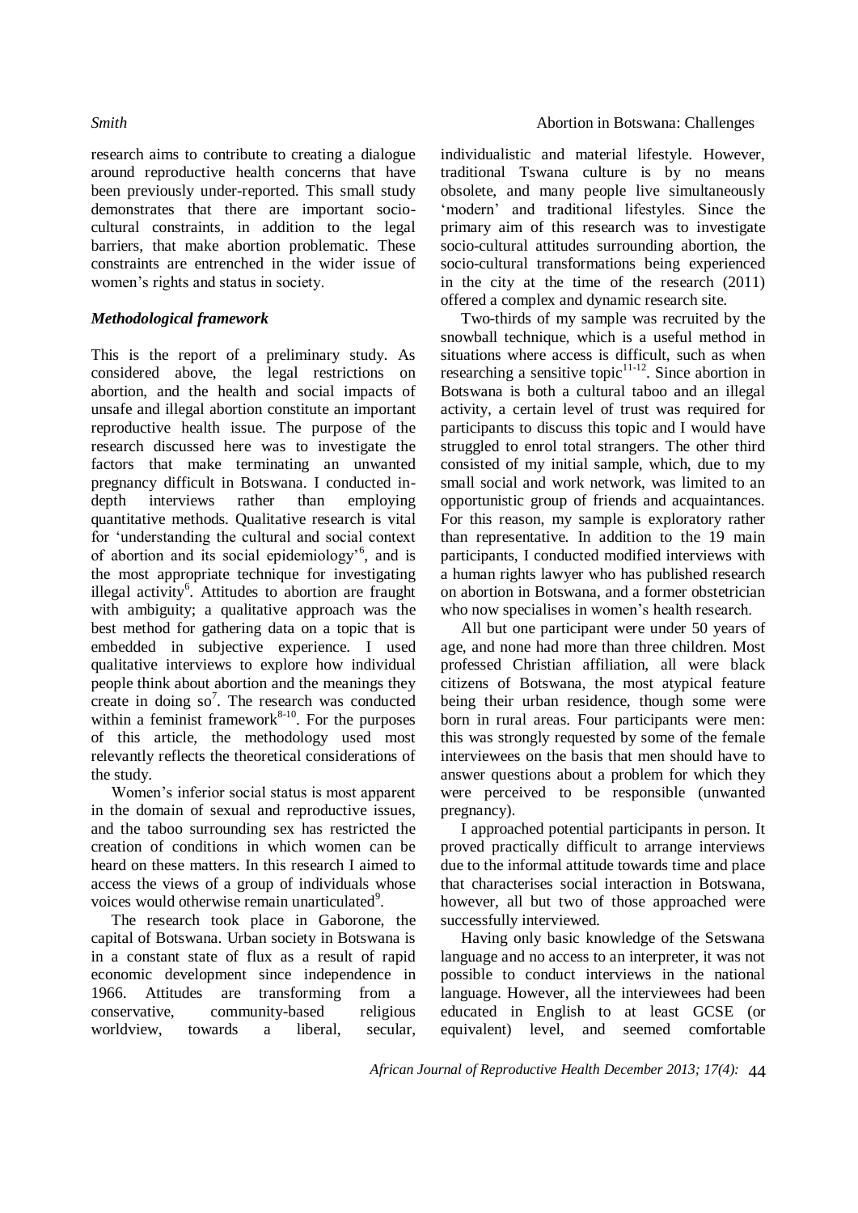research aims to contribute to creating a dialogue around reproductive health concerns that have been previously under-reported. This small study demonstrates that there are important socio-cultural constraints, in addition to the legal barriers, that make abortion problematic. These constraints are entrenched in the wider issue of women's rights and status in society.

### *Methodological framework*

This is the report of a preliminary study. As considered above, the legal restrictions on abortion, and the health and social impacts of unsafe and illegal abortion constitute an important reproductive health issue. The purpose of the research discussed here was to investigate the factors that make terminating an unwanted pregnancy difficult in Botswana. I conducted in-depth interviews rather than employing quantitative methods. Qualitative research is vital for 'understanding the cultural and social context of abortion and its social epidemiology'[6], and is the most appropriate technique for investigating illegal activity[6]. Attitudes to abortion are fraught with ambiguity; a qualitative approach was the best method for gathering data on a topic that is embedded in subjective experience. I used qualitative interviews to explore how individual people think about abortion and the meanings they create in doing so[7]. The research was conducted within a feminist framework[8-10]. For the purposes of this article, the methodology used most relevantly reflects the theoretical considerations of the study.

Women's inferior social status is most apparent in the domain of sexual and reproductive issues, and the taboo surrounding sex has restricted the creation of conditions in which women can be heard on these matters. In this research I aimed to access the views of a group of individuals whose voices would otherwise remain unarticulated[9].

The research took place in Gaborone, the capital of Botswana. Urban society in Botswana is in a constant state of flux as a result of rapid economic development since independence in 1966. Attitudes are transforming from a conservative, community-based religious worldview, towards a liberal, secular, individualistic and material lifestyle. However, traditional Tswana culture is by no means obsolete, and many people live simultaneously 'modern' and traditional lifestyles. Since the primary aim of this research was to investigate socio-cultural attitudes surrounding abortion, the socio-cultural transformations being experienced in the city at the time of the research (2011) offered a complex and dynamic research site.

Two-thirds of my sample was recruited by the snowball technique, which is a useful method in situations where access is difficult, such as when researching a sensitive topic[11-12]. Since abortion in Botswana is both a cultural taboo and an illegal activity, a certain level of trust was required for participants to discuss this topic and I would have struggled to enrol total strangers. The other third consisted of my initial sample, which, due to my small social and work network, was limited to an opportunistic group of friends and acquaintances. For this reason, my sample is exploratory rather than representative. In addition to the 19 main participants, I conducted modified interviews with a human rights lawyer who has published research on abortion in Botswana, and a former obstetrician who now specialises in women's health research.

All but one participant were under 50 years of age, and none had more than three children. Most professed Christian affiliation, all were black citizens of Botswana, the most atypical feature being their urban residence, though some were born in rural areas. Four participants were men: this was strongly requested by some of the female interviewees on the basis that men should have to answer questions about a problem for which they were perceived to be responsible (unwanted pregnancy).

I approached potential participants in person. It proved practically difficult to arrange interviews due to the informal attitude towards time and place that characterises social interaction in Botswana, however, all but two of those approached were successfully interviewed.

Having only basic knowledge of the Setswana language and no access to an interpreter, it was not possible to conduct interviews in the national language. However, all the interviewees had been educated in English to at least GCSE (or equivalent) level, and seemed comfortable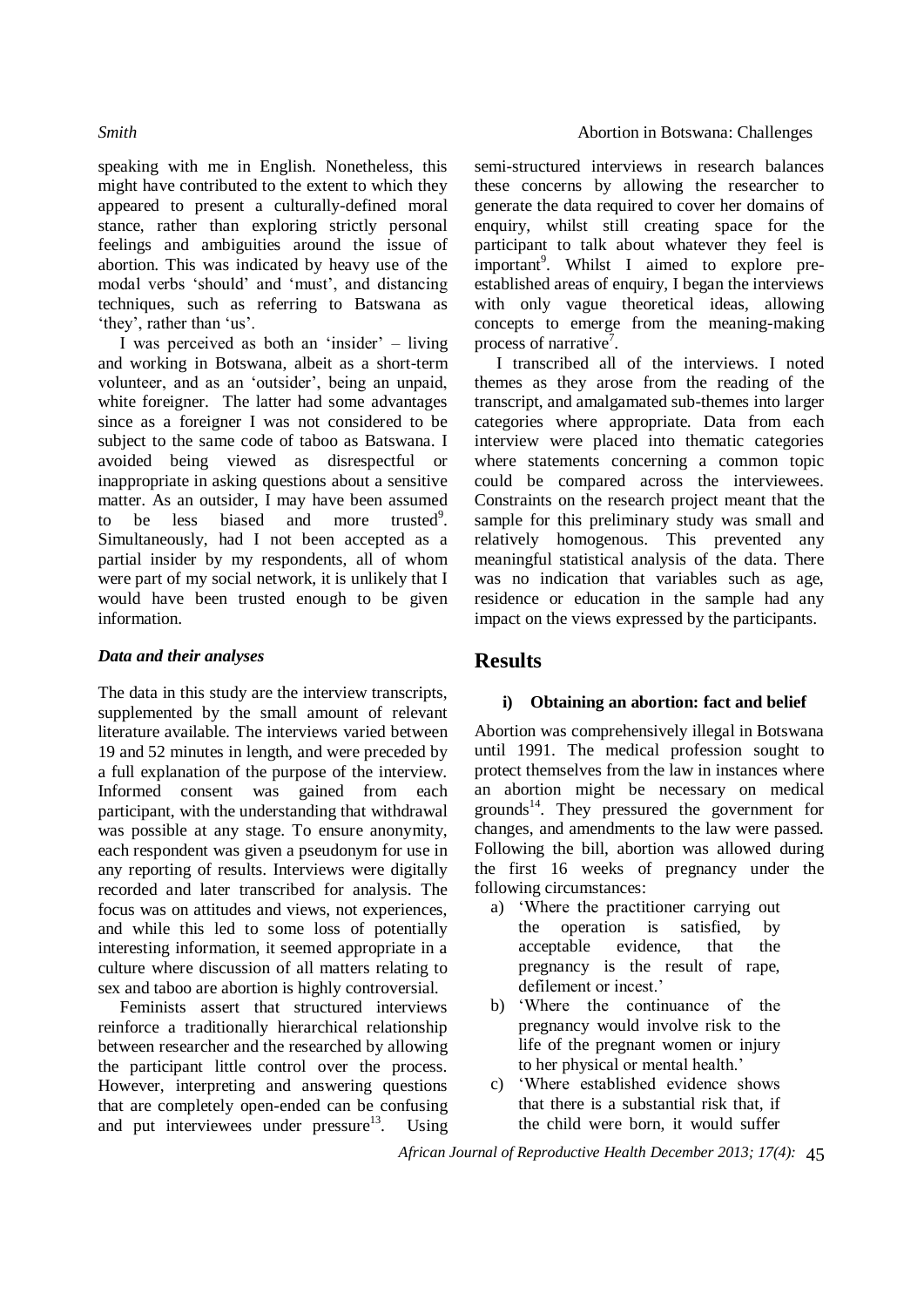speaking with me in English. Nonetheless, this might have contributed to the extent to which they appeared to present a culturally-defined moral stance, rather than exploring strictly personal feelings and ambiguities around the issue of abortion. This was indicated by heavy use of the modal verbs 'should' and 'must', and distancing techniques, such as referring to Batswana as 'they', rather than 'us'.

I was perceived as both an 'insider' – living and working in Botswana, albeit as a short-term volunteer, and as an 'outsider', being an unpaid, white foreigner. The latter had some advantages since as a foreigner I was not considered to be subject to the same code of taboo as Batswana. I avoided being viewed as disrespectful or inappropriate in asking questions about a sensitive matter. As an outsider, I may have been assumed to be less biased and more trusted[9]. Simultaneously, had I not been accepted as a partial insider by my respondents, all of whom were part of my social network, it is unlikely that I would have been trusted enough to be given information.

### *Data and their analyses*

The data in this study are the interview transcripts, supplemented by the small amount of relevant literature available. The interviews varied between 19 and 52 minutes in length, and were preceded by a full explanation of the purpose of the interview. Informed consent was gained from each participant, with the understanding that withdrawal was possible at any stage. To ensure anonymity, each respondent was given a pseudonym for use in any reporting of results. Interviews were digitally recorded and later transcribed for analysis. The focus was on attitudes and views, not experiences, and while this led to some loss of potentially interesting information, it seemed appropriate in a culture where discussion of all matters relating to sex and taboo are abortion is highly controversial.

Feminists assert that structured interviews reinforce a traditionally hierarchical relationship between researcher and the researched by allowing the participant little control over the process. However, interpreting and answering questions that are completely open-ended can be confusing and put interviewees under pressure[13]. Using semi-structured interviews in research balances these concerns by allowing the researcher to generate the data required to cover her domains of enquiry, whilst still creating space for the participant to talk about whatever they feel is important[9]. Whilst I aimed to explore pre-established areas of enquiry, I began the interviews with only vague theoretical ideas, allowing concepts to emerge from the meaning-making process of narrative[7].

I transcribed all of the interviews. I noted themes as they arose from the reading of the transcript, and amalgamated sub-themes into larger categories where appropriate. Data from each interview were placed into thematic categories where statements concerning a common topic could be compared across the interviewees. Constraints on the research project meant that the sample for this preliminary study was small and relatively homogenous. This prevented any meaningful statistical analysis of the data. There was no indication that variables such as age, residence or education in the sample had any impact on the views expressed by the participants.

## Results

### i) Obtaining an abortion: fact and belief

Abortion was comprehensively illegal in Botswana until 1991. The medical profession sought to protect themselves from the law in instances where an abortion might be necessary on medical grounds[14]. They pressured the government for changes, and amendments to the law were passed. Following the bill, abortion was allowed during the first 16 weeks of pregnancy under the following circumstances:

a) 'Where the practitioner carrying out the operation is satisfied, by acceptable evidence, that the pregnancy is the result of rape, defilement or incest.'
b) 'Where the continuance of the pregnancy would involve risk to the life of the pregnant women or injury to her physical or mental health.'
c) 'Where established evidence shows that there is a substantial risk that, if the child were born, it would suffer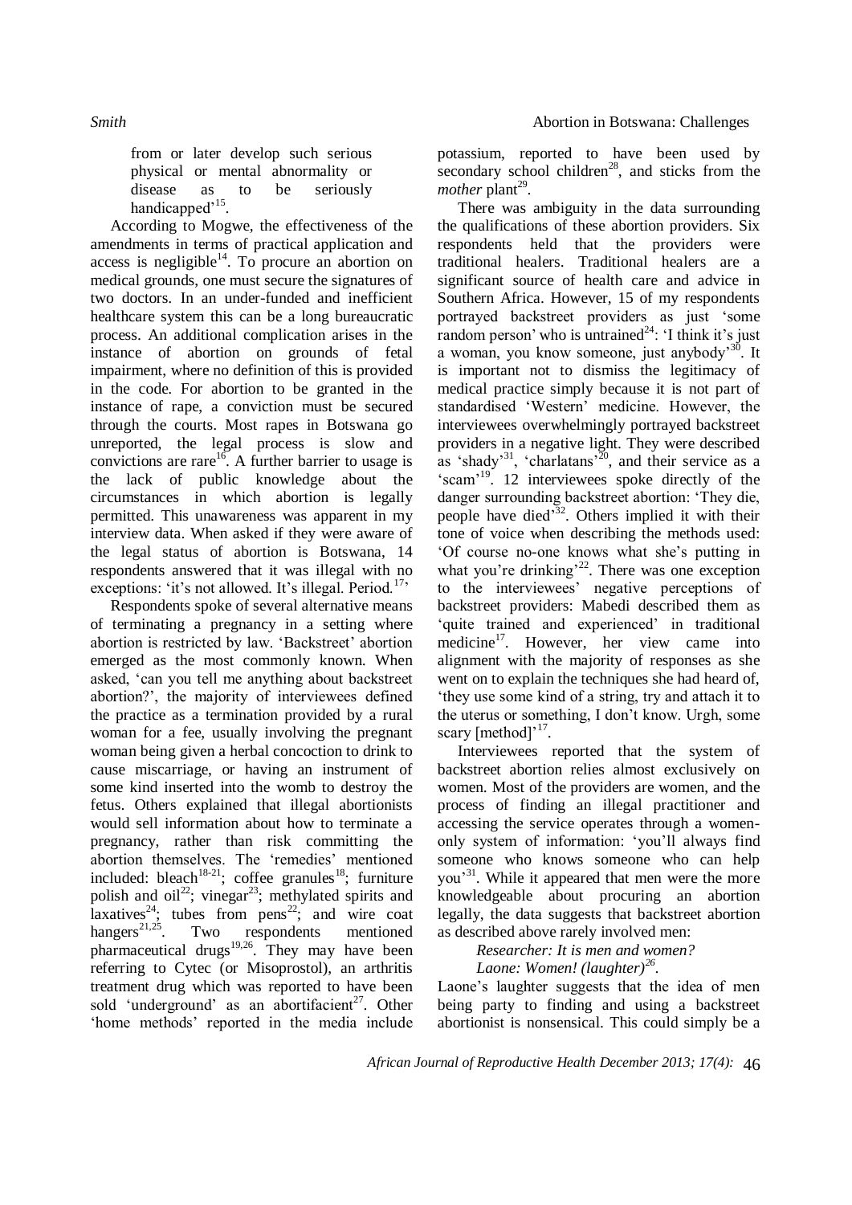from or later develop such serious physical or mental abnormality or disease as to be seriously handicapped'[15].

According to Mogwe, the effectiveness of the amendments in terms of practical application and access is negligible[14]. To procure an abortion on medical grounds, one must secure the signatures of two doctors. In an under-funded and inefficient healthcare system this can be a long bureaucratic process. An additional complication arises in the instance of abortion on grounds of fetal impairment, where no definition of this is provided in the code. For abortion to be granted in the instance of rape, a conviction must be secured through the courts. Most rapes in Botswana go unreported, the legal process is slow and convictions are rare[16]. A further barrier to usage is the lack of public knowledge about the circumstances in which abortion is legally permitted. This unawareness was apparent in my interview data. When asked if they were aware of the legal status of abortion is Botswana, 14 respondents answered that it was illegal with no exceptions: 'it's not allowed. It's illegal. Period.[17]'

Respondents spoke of several alternative means of terminating a pregnancy in a setting where abortion is restricted by law. 'Backstreet' abortion emerged as the most commonly known. When asked, 'can you tell me anything about backstreet abortion?', the majority of interviewees defined the practice as a termination provided by a rural woman for a fee, usually involving the pregnant woman being given a herbal concoction to drink to cause miscarriage, or having an instrument of some kind inserted into the womb to destroy the fetus. Others explained that illegal abortionists would sell information about how to terminate a pregnancy, rather than risk committing the abortion themselves. The 'remedies' mentioned included: bleach[18-21]; coffee granules[18]; furniture polish and oil[22]; vinegar[23]; methylated spirits and laxatives[24]; tubes from pens[22]; and wire coat hangers[21,25]. Two respondents mentioned pharmaceutical drugs[19,26]. They may have been referring to Cytec (or Misoprostol), an arthritis treatment drug which was reported to have been sold 'underground' as an abortifacient[27]. Other 'home methods' reported in the media include potassium, reported to have been used by secondary school children[28], and sticks from the *mother* plant[29].

There was ambiguity in the data surrounding the qualifications of these abortion providers. Six respondents held that the providers were traditional healers. Traditional healers are a significant source of health care and advice in Southern Africa. However, 15 of my respondents portrayed backstreet providers as just 'some random person' who is untrained[24]: 'I think it's just a woman, you know someone, just anybody'[30]. It is important not to dismiss the legitimacy of medical practice simply because it is not part of standardised 'Western' medicine. However, the interviewees overwhelmingly portrayed backstreet providers in a negative light. They were described as 'shady'[31], 'charlatans'[20], and their service as a 'scam'[19]. 12 interviewees spoke directly of the danger surrounding backstreet abortion: 'They die, people have died'[32]. Others implied it with their tone of voice when describing the methods used: 'Of course no-one knows what she's putting in what you're drinking'[22]. There was one exception to the interviewees' negative perceptions of backstreet providers: Mabedi described them as 'quite trained and experienced' in traditional medicine[17]. However, her view came into alignment with the majority of responses as she went on to explain the techniques she had heard of, 'they use some kind of a string, try and attach it to the uterus or something, I don't know. Urgh, some scary [method]'[17].

Interviewees reported that the system of backstreet abortion relies almost exclusively on women. Most of the providers are women, and the process of finding an illegal practitioner and accessing the service operates through a women-only system of information: 'you'll always find someone who knows someone who can help you'[31]. While it appeared that men were the more knowledgeable about procuring an abortion legally, the data suggests that backstreet abortion as described above rarely involved men:

*Researcher: It is men and women?*
*Laone: Women! (laughter)[26].*

Laone's laughter suggests that the idea of men being party to finding and using a backstreet abortionist is nonsensical. This could simply be a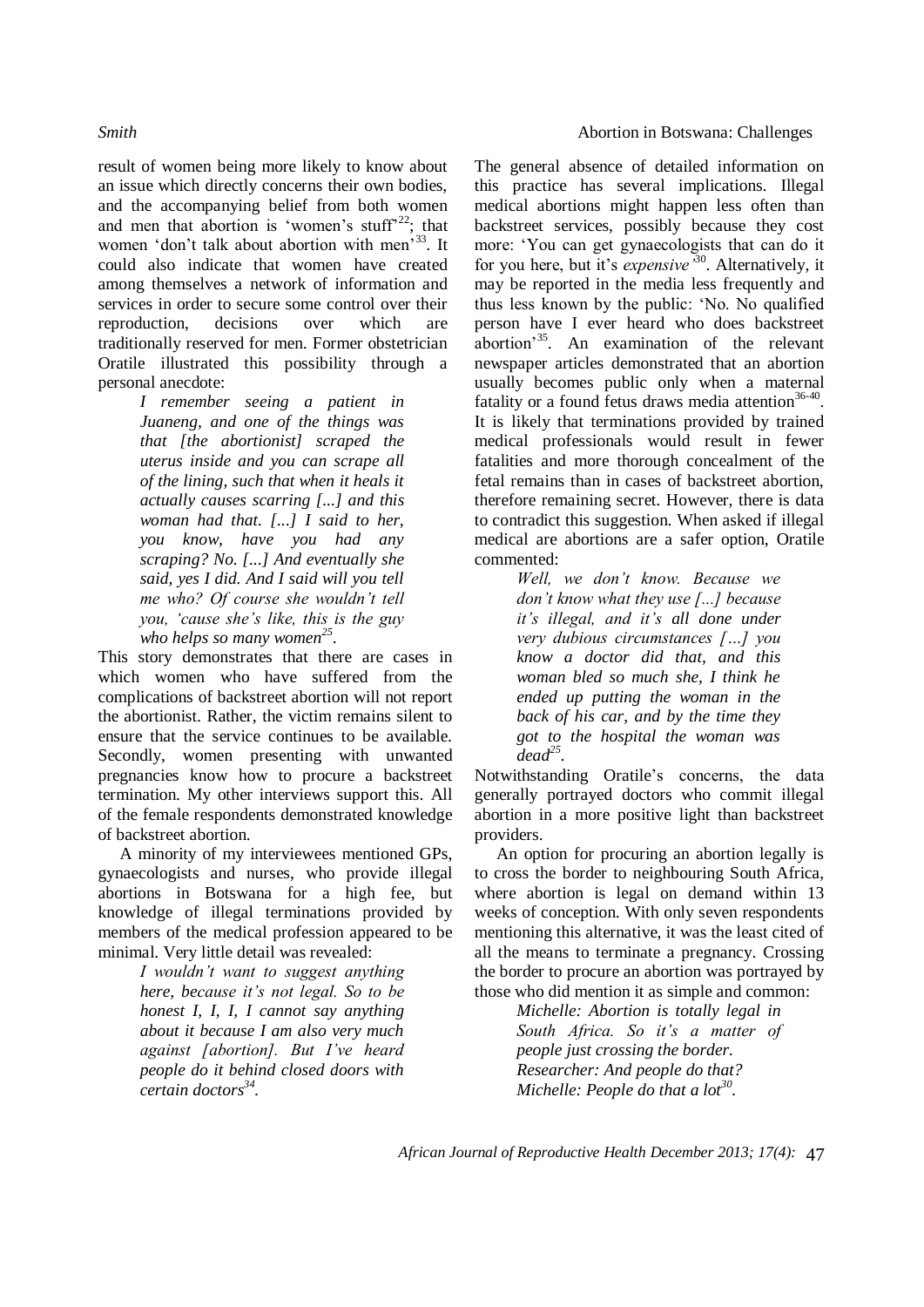result of women being more likely to know about an issue which directly concerns their own bodies, and the accompanying belief from both women and men that abortion is 'women's stuff'[22]; that women 'don't talk about abortion with men'[33]. It could also indicate that women have created among themselves a network of information and services in order to secure some control over their reproduction, decisions over which are traditionally reserved for men. Former obstetrician Oratile illustrated this possibility through a personal anecdote:

> *I remember seeing a patient in Juaneng, and one of the things was that [the abortionist] scraped the uterus inside and you can scrape all of the lining, such that when it heals it actually causes scarring [...] and this woman had that. [...] I said to her, you know, have you had any scraping? No. [...] And eventually she said, yes I did. And I said will you tell me who? Of course she wouldn't tell you, 'cause she's like, this is the guy who helps so many women*[25].

This story demonstrates that there are cases in which women who have suffered from the complications of backstreet abortion will not report the abortionist. Rather, the victim remains silent to ensure that the service continues to be available. Secondly, women presenting with unwanted pregnancies know how to procure a backstreet termination. My other interviews support this. All of the female respondents demonstrated knowledge of backstreet abortion.

A minority of my interviewees mentioned GPs, gynaecologists and nurses, who provide illegal abortions in Botswana for a high fee, but knowledge of illegal terminations provided by members of the medical profession appeared to be minimal. Very little detail was revealed:

> *I wouldn't want to suggest anything here, because it's not legal. So to be honest I, I, I, I cannot say anything about it because I am also very much against [abortion]. But I've heard people do it behind closed doors with certain doctors*[34].

The general absence of detailed information on this practice has several implications. Illegal medical abortions might happen less often than backstreet services, possibly because they cost more: 'You can get gynaecologists that can do it for you here, but it's *expensive*'[30]. Alternatively, it may be reported in the media less frequently and thus less known by the public: 'No. No qualified person have I ever heard who does backstreet abortion'[35]. An examination of the relevant newspaper articles demonstrated that an abortion usually becomes public only when a maternal fatality or a found fetus draws media attention[36-40]. It is likely that terminations provided by trained medical professionals would result in fewer fatalities and more thorough concealment of the fetal remains than in cases of backstreet abortion, therefore remaining secret. However, there is data to contradict this suggestion. When asked if illegal medical are abortions are a safer option, Oratile commented:

> *Well, we don't know. Because we don't know what they use [...] because it's illegal, and it's all done under very dubious circumstances […] you know a doctor did that, and this woman bled so much she, I think he ended up putting the woman in the back of his car, and by the time they got to the hospital the woman was dead*[25].

Notwithstanding Oratile's concerns, the data generally portrayed doctors who commit illegal abortion in a more positive light than backstreet providers.

An option for procuring an abortion legally is to cross the border to neighbouring South Africa, where abortion is legal on demand within 13 weeks of conception. With only seven respondents mentioning this alternative, it was the least cited of all the means to terminate a pregnancy. Crossing the border to procure an abortion was portrayed by those who did mention it as simple and common:

> *Michelle: Abortion is totally legal in South Africa. So it's a matter of people just crossing the border.*
> *Researcher: And people do that?*
> *Michelle: People do that a lot*[30].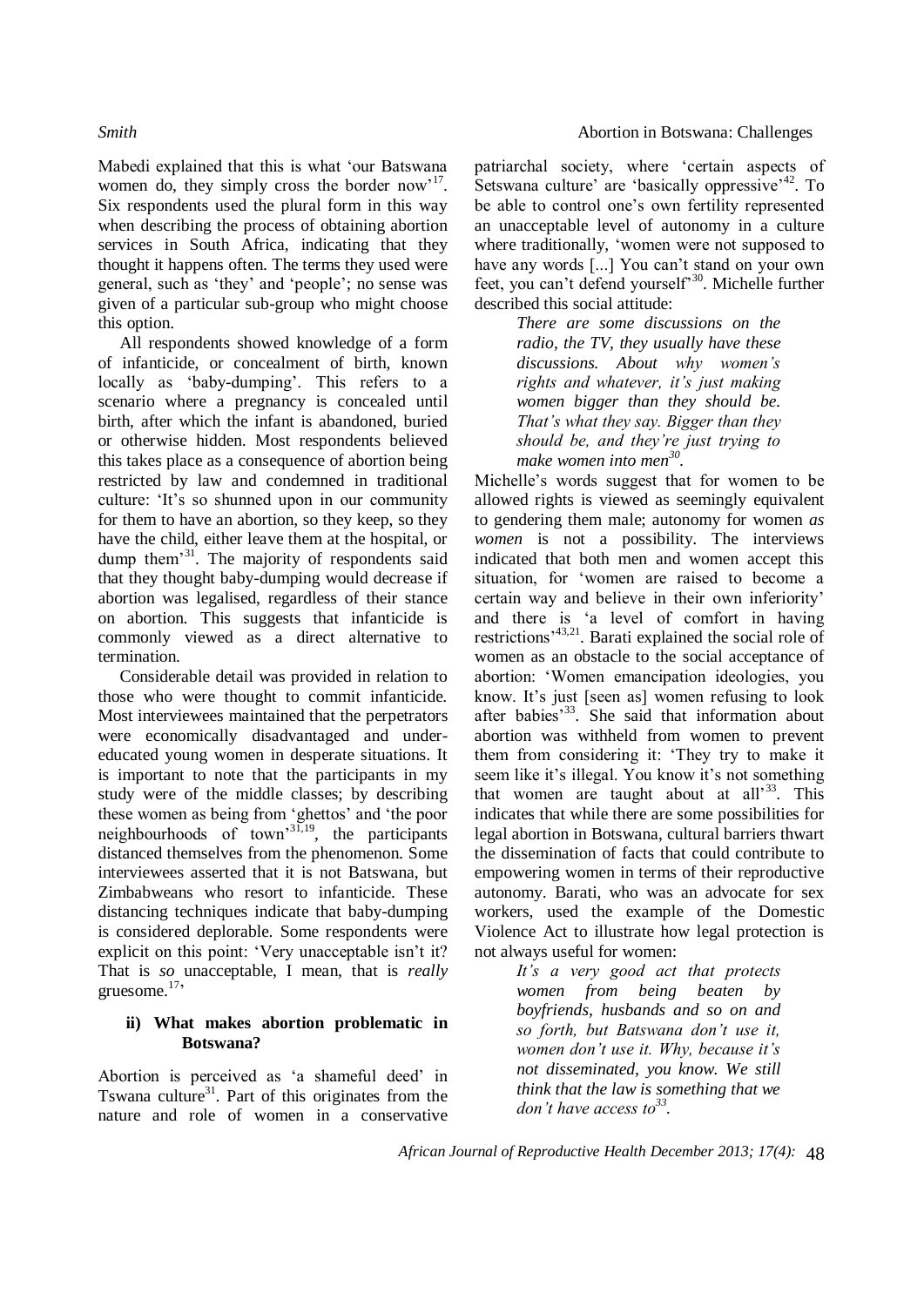Mabedi explained that this is what 'our Batswana women do, they simply cross the border now'[17]. Six respondents used the plural form in this way when describing the process of obtaining abortion services in South Africa, indicating that they thought it happens often. The terms they used were general, such as 'they' and 'people'; no sense was given of a particular sub-group who might choose this option.

All respondents showed knowledge of a form of infanticide, or concealment of birth, known locally as 'baby-dumping'. This refers to a scenario where a pregnancy is concealed until birth, after which the infant is abandoned, buried or otherwise hidden. Most respondents believed this takes place as a consequence of abortion being restricted by law and condemned in traditional culture: 'It's so shunned upon in our community for them to have an abortion, so they keep, so they have the child, either leave them at the hospital, or dump them'[31]. The majority of respondents said that they thought baby-dumping would decrease if abortion was legalised, regardless of their stance on abortion. This suggests that infanticide is commonly viewed as a direct alternative to termination.

Considerable detail was provided in relation to those who were thought to commit infanticide. Most interviewees maintained that the perpetrators were economically disadvantaged and under-educated young women in desperate situations. It is important to note that the participants in my study were of the middle classes; by describing these women as being from 'ghettos' and 'the poor neighbourhoods of town'[31,19], the participants distanced themselves from the phenomenon. Some interviewees asserted that it is not Batswana, but Zimbabweans who resort to infanticide. These distancing techniques indicate that baby-dumping is considered deplorable. Some respondents were explicit on this point: 'Very unacceptable isn't it? That is *so* unacceptable, I mean, that is *really* gruesome.[17]'

### ii) What makes abortion problematic in Botswana?

Abortion is perceived as 'a shameful deed' in Tswana culture[31]. Part of this originates from the nature and role of women in a conservative patriarchal society, where 'certain aspects of Setswana culture' are 'basically oppressive'[42]. To be able to control one's own fertility represented an unacceptable level of autonomy in a culture where traditionally, 'women were not supposed to have any words [...] You can't stand on your own feet, you can't defend yourself'[30]. Michelle further described this social attitude:

> *There are some discussions on the radio, the TV, they usually have these discussions. About why women's rights and whatever, it's just making women bigger than they should be. That's what they say. Bigger than they should be, and they're just trying to make women into men*[30].

Michelle's words suggest that for women to be allowed rights is viewed as seemingly equivalent to gendering them male; autonomy for women *as women* is not a possibility. The interviews indicated that both men and women accept this situation, for 'women are raised to become a certain way and believe in their own inferiority' and there is 'a level of comfort in having restrictions'[43,21]. Barati explained the social role of women as an obstacle to the social acceptance of abortion: 'Women emancipation ideologies, you know. It's just [seen as] women refusing to look after babies'[33]. She said that information about abortion was withheld from women to prevent them from considering it: 'They try to make it seem like it's illegal. You know it's not something that women are taught about at all'[33]. This indicates that while there are some possibilities for legal abortion in Botswana, cultural barriers thwart the dissemination of facts that could contribute to empowering women in terms of their reproductive autonomy. Barati, who was an advocate for sex workers, used the example of the Domestic Violence Act to illustrate how legal protection is not always useful for women:

> *It's a very good act that protects women from being beaten by boyfriends, husbands and so on and so forth, but Batswana don't use it, women don't use it. Why, because it's not disseminated, you know. We still think that the law is something that we don't have access to*[33].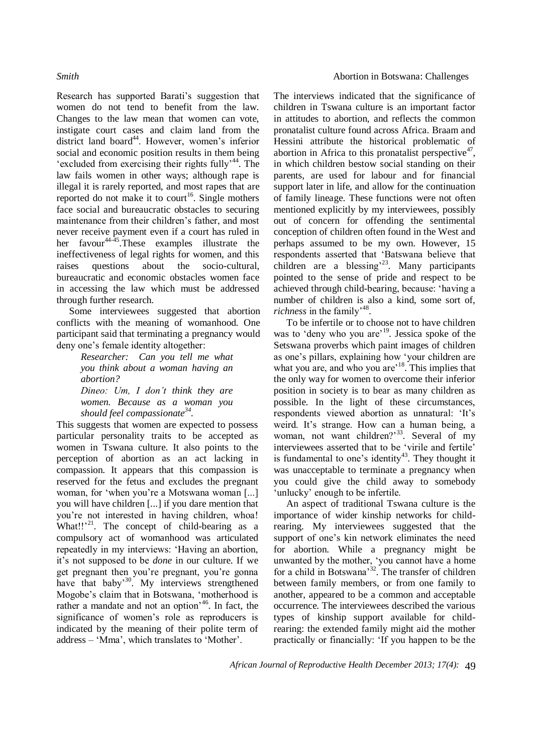Research has supported Barati's suggestion that women do not tend to benefit from the law. Changes to the law mean that women can vote, instigate court cases and claim land from the district land board[44]. However, women's inferior social and economic position results in them being 'excluded from exercising their rights fully'[44]. The law fails women in other ways; although rape is illegal it is rarely reported, and most rapes that are reported do not make it to court[16]. Single mothers face social and bureaucratic obstacles to securing maintenance from their children's father, and most never receive payment even if a court has ruled in her favour[44-45]. These examples illustrate the ineffectiveness of legal rights for women, and this raises questions about the socio-cultural, bureaucratic and economic obstacles women face in accessing the law which must be addressed through further research.

Some interviewees suggested that abortion conflicts with the meaning of womanhood. One participant said that terminating a pregnancy would deny one's female identity altogether:

> *Researcher: Can you tell me what you think about a woman having an abortion?*
>
> *Dineo: Um, I don't think they are women. Because as a woman you should feel compassionate[34].*

This suggests that women are expected to possess particular personality traits to be accepted as women in Tswana culture. It also points to the perception of abortion as an act lacking in compassion. It appears that this compassion is reserved for the fetus and excludes the pregnant woman, for 'when you're a Motswana woman [...] you will have children [...] if you dare mention that you're not interested in having children, whoa! What!!'[21]. The concept of child-bearing as a compulsory act of womanhood was articulated repeatedly in my interviews: 'Having an abortion, it's not supposed to be *done* in our culture. If we get pregnant then you're pregnant, you're gonna have that baby'[30]. My interviews strengthened Mogobe's claim that in Botswana, 'motherhood is rather a mandate and not an option'[46]. In fact, the significance of women's role as reproducers is indicated by the meaning of their polite term of address – 'Mma', which translates to 'Mother'.

The interviews indicated that the significance of children in Tswana culture is an important factor in attitudes to abortion, and reflects the common pronatalist culture found across Africa. Braam and Hessini attribute the historical problematic of abortion in Africa to this pronatalist perspective[47], in which children bestow social standing on their parents, are used for labour and for financial support later in life, and allow for the continuation of family lineage. These functions were not often mentioned explicitly by my interviewees, possibly out of concern for offending the sentimental conception of children often found in the West and perhaps assumed to be my own. However, 15 respondents asserted that 'Batswana believe that children are a blessing'[23]. Many participants pointed to the sense of pride and respect to be achieved through child-bearing, because: 'having a number of children is also a kind, some sort of, *richness* in the family'[48].

To be infertile or to choose not to have children was to 'deny who you are'[19]. Jessica spoke of the Setswana proverbs which paint images of children as one's pillars, explaining how 'your children are what you are, and who you are'[18]. This implies that the only way for women to overcome their inferior position in society is to bear as many children as possible. In the light of these circumstances, respondents viewed abortion as unnatural: 'It's weird. It's strange. How can a human being, a woman, not want children?'[33]. Several of my interviewees asserted that to be 'virile and fertile' is fundamental to one's identity[43]. They thought it was unacceptable to terminate a pregnancy when you could give the child away to somebody 'unlucky' enough to be infertile.

An aspect of traditional Tswana culture is the importance of wider kinship networks for child-rearing. My interviewees suggested that the support of one's kin network eliminates the need for abortion. While a pregnancy might be unwanted by the mother, 'you cannot have a home for a child in Botswana'[32]. The transfer of children between family members, or from one family to another, appeared to be a common and acceptable occurrence. The interviewees described the various types of kinship support available for child-rearing: the extended family might aid the mother practically or financially: 'If you happen to be the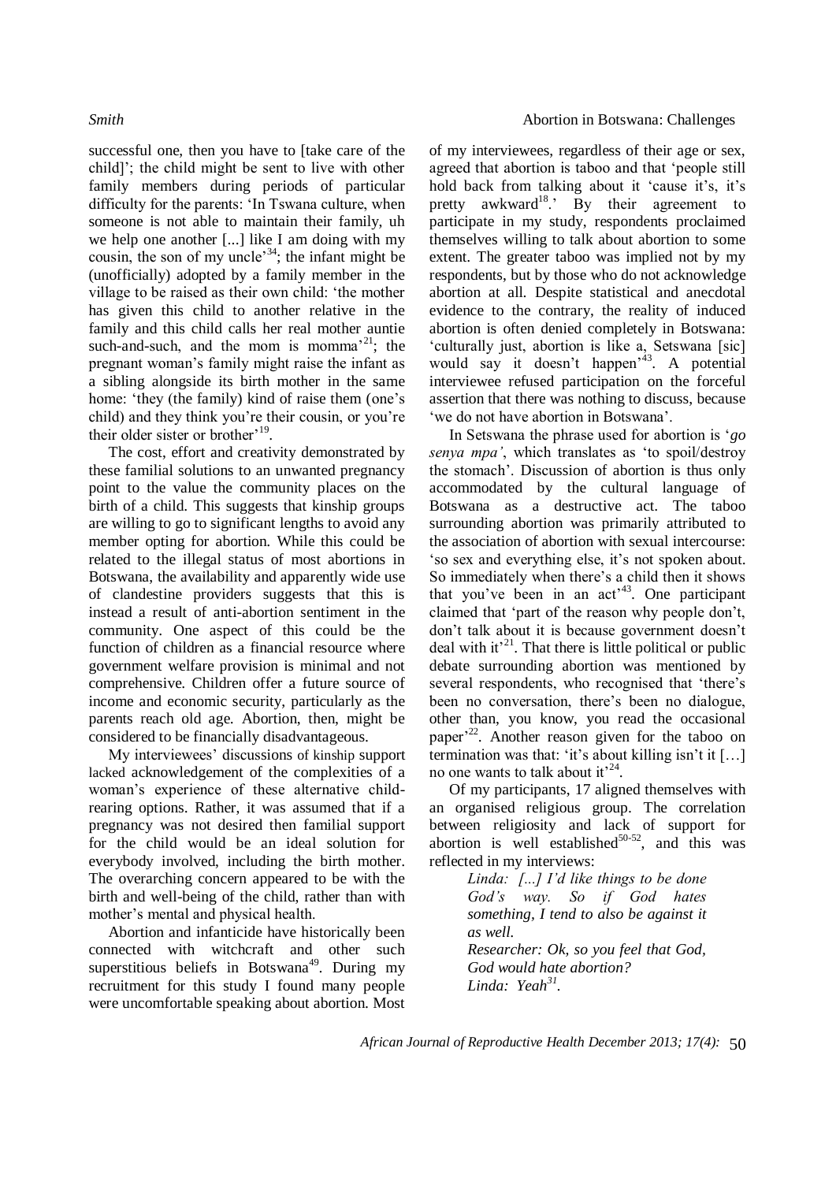successful one, then you have to [take care of the child]'; the child might be sent to live with other family members during periods of particular difficulty for the parents: 'In Tswana culture, when someone is not able to maintain their family, uh we help one another [...] like I am doing with my cousin, the son of my uncle'[34]; the infant might be (unofficially) adopted by a family member in the village to be raised as their own child: 'the mother has given this child to another relative in the family and this child calls her real mother auntie such-and-such, and the mom is momma'[21]; the pregnant woman's family might raise the infant as a sibling alongside its birth mother in the same home: 'they (the family) kind of raise them (one's child) and they think you're their cousin, or you're their older sister or brother'[19].

The cost, effort and creativity demonstrated by these familial solutions to an unwanted pregnancy point to the value the community places on the birth of a child. This suggests that kinship groups are willing to go to significant lengths to avoid any member opting for abortion. While this could be related to the illegal status of most abortions in Botswana, the availability and apparently wide use of clandestine providers suggests that this is instead a result of anti-abortion sentiment in the community. One aspect of this could be the function of children as a financial resource where government welfare provision is minimal and not comprehensive. Children offer a future source of income and economic security, particularly as the parents reach old age. Abortion, then, might be considered to be financially disadvantageous.

My interviewees' discussions of kinship support lacked acknowledgement of the complexities of a woman's experience of these alternative child-rearing options. Rather, it was assumed that if a pregnancy was not desired then familial support for the child would be an ideal solution for everybody involved, including the birth mother. The overarching concern appeared to be with the birth and well-being of the child, rather than with mother's mental and physical health.

Abortion and infanticide have historically been connected with witchcraft and other such superstitious beliefs in Botswana[49]. During my recruitment for this study I found many people were uncomfortable speaking about abortion. Most of my interviewees, regardless of their age or sex, agreed that abortion is taboo and that 'people still hold back from talking about it 'cause it's, it's pretty awkward[18].' By their agreement to participate in my study, respondents proclaimed themselves willing to talk about abortion to some extent. The greater taboo was implied not by my respondents, but by those who do not acknowledge abortion at all. Despite statistical and anecdotal evidence to the contrary, the reality of induced abortion is often denied completely in Botswana: 'culturally just, abortion is like a, Setswana [sic] would say it doesn't happen'[43]. A potential interviewee refused participation on the forceful assertion that there was nothing to discuss, because 'we do not have abortion in Botswana'.

In Setswana the phrase used for abortion is '*go senya mpa*', which translates as 'to spoil/destroy the stomach'. Discussion of abortion is thus only accommodated by the cultural language of Botswana as a destructive act. The taboo surrounding abortion was primarily attributed to the association of abortion with sexual intercourse: 'so sex and everything else, it's not spoken about. So immediately when there's a child then it shows that you've been in an act'[43]. One participant claimed that 'part of the reason why people don't, don't talk about it is because government doesn't deal with it'[21]. That there is little political or public debate surrounding abortion was mentioned by several respondents, who recognised that 'there's been no conversation, there's been no dialogue, other than, you know, you read the occasional paper'[22]. Another reason given for the taboo on termination was that: 'it's about killing isn't it […] no one wants to talk about it'[24].

Of my participants, 17 aligned themselves with an organised religious group. The correlation between religiosity and lack of support for abortion is well established[50-52], and this was reflected in my interviews:

> *Linda: [...] I'd like things to be done God's way. So if God hates something, I tend to also be against it as well.*
> *Researcher: Ok, so you feel that God, God would hate abortion?*
> *Linda: Yeah*[31].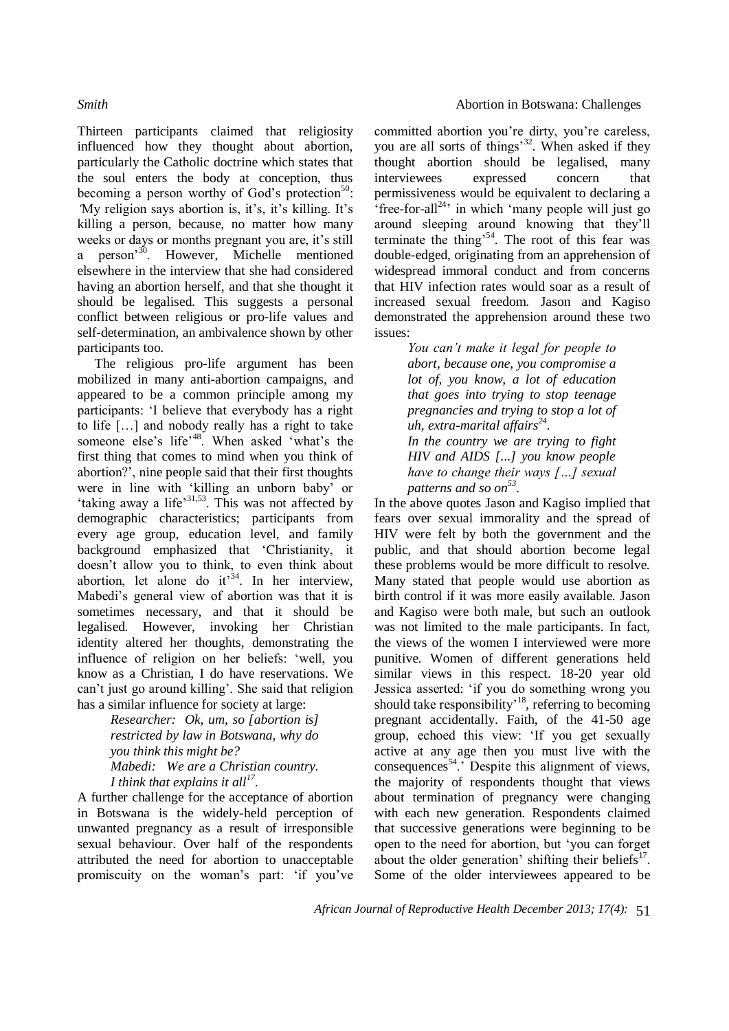Thirteen participants claimed that religiosity influenced how they thought about abortion, particularly the Catholic doctrine which states that the soul enters the body at conception, thus becoming a person worthy of God's protection[50]: 'My religion says abortion is, it's, it's killing. It's killing a person, because, no matter how many weeks or days or months pregnant you are, it's still a person'[30]. However, Michelle mentioned elsewhere in the interview that she had considered having an abortion herself, and that she thought it should be legalised. This suggests a personal conflict between religious or pro-life values and self-determination, an ambivalence shown by other participants too.

The religious pro-life argument has been mobilized in many anti-abortion campaigns, and appeared to be a common principle among my participants: 'I believe that everybody has a right to life […] and nobody really has a right to take someone else's life'[48]. When asked 'what's the first thing that comes to mind when you think of abortion?', nine people said that their first thoughts were in line with 'killing an unborn baby' or 'taking away a life'[31,53]. This was not affected by demographic characteristics; participants from every age group, education level, and family background emphasized that 'Christianity, it doesn't allow you to think, to even think about abortion, let alone do it'[34]. In her interview, Mabedi's general view of abortion was that it is sometimes necessary, and that it should be legalised. However, invoking her Christian identity altered her thoughts, demonstrating the influence of religion on her beliefs: 'well, you know as a Christian, I do have reservations. We can't just go around killing'. She said that religion has a similar influence for society at large:

> *Researcher: Ok, um, so [abortion is] restricted by law in Botswana, why do you think this might be?*
> *Mabedi: We are a Christian country. I think that explains it all[17].*

A further challenge for the acceptance of abortion in Botswana is the widely-held perception of unwanted pregnancy as a result of irresponsible sexual behaviour. Over half of the respondents attributed the need for abortion to unacceptable promiscuity on the woman's part: 'if you've committed abortion you're dirty, you're careless, you are all sorts of things'[32]. When asked if they thought abortion should be legalised, many interviewees expressed concern that permissiveness would be equivalent to declaring a 'free-for-all[24]' in which 'many people will just go around sleeping around knowing that they'll terminate the thing'[54]. The root of this fear was double-edged, originating from an apprehension of widespread immoral conduct and from concerns that HIV infection rates would soar as a result of increased sexual freedom. Jason and Kagiso demonstrated the apprehension around these two issues:

> *You can't make it legal for people to abort, because one, you compromise a lot of, you know, a lot of education that goes into trying to stop teenage pregnancies and trying to stop a lot of uh, extra-marital affairs[24].*
> *In the country we are trying to fight HIV and AIDS [...] you know people have to change their ways […] sexual patterns and so on[53].*

In the above quotes Jason and Kagiso implied that fears over sexual immorality and the spread of HIV were felt by both the government and the public, and that should abortion become legal these problems would be more difficult to resolve. Many stated that people would use abortion as birth control if it was more easily available. Jason and Kagiso were both male, but such an outlook was not limited to the male participants. In fact, the views of the women I interviewed were more punitive. Women of different generations held similar views in this respect. 18-20 year old Jessica asserted: 'if you do something wrong you should take responsibility'[18], referring to becoming pregnant accidentally. Faith, of the 41-50 age group, echoed this view: 'If you get sexually active at any age then you must live with the consequences[54].' Despite this alignment of views, the majority of respondents thought that views about termination of pregnancy were changing with each new generation. Respondents claimed that successive generations were beginning to be open to the need for abortion, but 'you can forget about the older generation' shifting their beliefs[17]. Some of the older interviewees appeared to be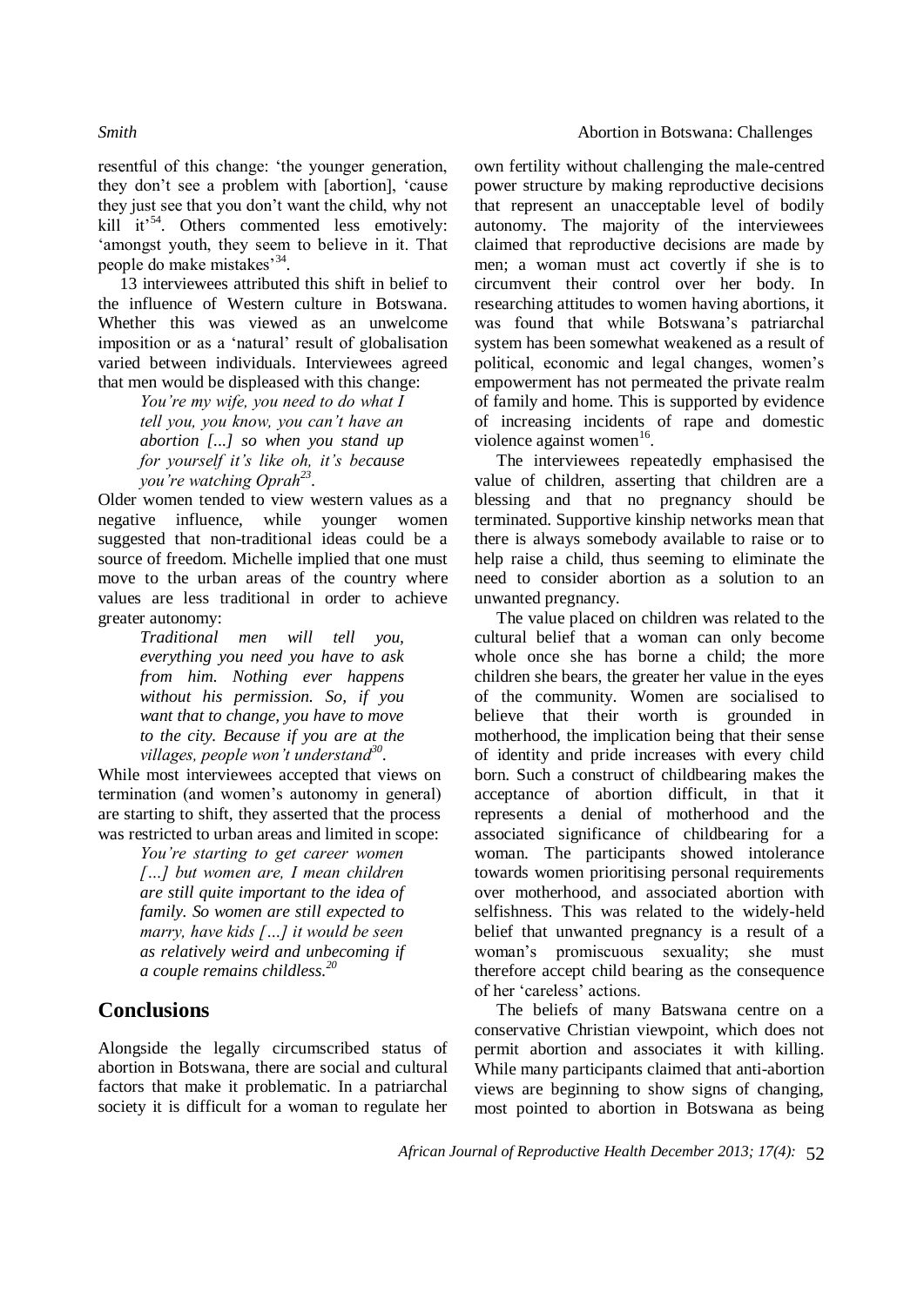resentful of this change: 'the younger generation, they don't see a problem with [abortion], 'cause they just see that you don't want the child, why not kill it'[54]. Others commented less emotively: 'amongst youth, they seem to believe in it. That people do make mistakes'[34].

13 interviewees attributed this shift in belief to the influence of Western culture in Botswana. Whether this was viewed as an unwelcome imposition or as a 'natural' result of globalisation varied between individuals. Interviewees agreed that men would be displeased with this change:

> *You're my wife, you need to do what I tell you, you know, you can't have an abortion [...] so when you stand up for yourself it's like oh, it's because you're watching Oprah*[23].

Older women tended to view western values as a negative influence, while younger women suggested that non-traditional ideas could be a source of freedom. Michelle implied that one must move to the urban areas of the country where values are less traditional in order to achieve greater autonomy:

> *Traditional men will tell you, everything you need you have to ask from him. Nothing ever happens without his permission. So, if you want that to change, you have to move to the city. Because if you are at the villages, people won't understand*[30].

While most interviewees accepted that views on termination (and women's autonomy in general) are starting to shift, they asserted that the process was restricted to urban areas and limited in scope:

> *You're starting to get career women […] but women are, I mean children are still quite important to the idea of family. So women are still expected to marry, have kids […] it would be seen as relatively weird and unbecoming if a couple remains childless.*[20]

## Conclusions

Alongside the legally circumscribed status of abortion in Botswana, there are social and cultural factors that make it problematic. In a patriarchal society it is difficult for a woman to regulate her own fertility without challenging the male-centred power structure by making reproductive decisions that represent an unacceptable level of bodily autonomy. The majority of the interviewees claimed that reproductive decisions are made by men; a woman must act covertly if she is to circumvent their control over her body. In researching attitudes to women having abortions, it was found that while Botswana's patriarchal system has been somewhat weakened as a result of political, economic and legal changes, women's empowerment has not permeated the private realm of family and home. This is supported by evidence of increasing incidents of rape and domestic violence against women[16].

The interviewees repeatedly emphasised the value of children, asserting that children are a blessing and that no pregnancy should be terminated. Supportive kinship networks mean that there is always somebody available to raise or to help raise a child, thus seeming to eliminate the need to consider abortion as a solution to an unwanted pregnancy.

The value placed on children was related to the cultural belief that a woman can only become whole once she has borne a child; the more children she bears, the greater her value in the eyes of the community. Women are socialised to believe that their worth is grounded in motherhood, the implication being that their sense of identity and pride increases with every child born. Such a construct of childbearing makes the acceptance of abortion difficult, in that it represents a denial of motherhood and the associated significance of childbearing for a woman. The participants showed intolerance towards women prioritising personal requirements over motherhood, and associated abortion with selfishness. This was related to the widely-held belief that unwanted pregnancy is a result of a woman's promiscuous sexuality; she must therefore accept child bearing as the consequence of her 'careless' actions.

The beliefs of many Batswana centre on a conservative Christian viewpoint, which does not permit abortion and associates it with killing. While many participants claimed that anti-abortion views are beginning to show signs of changing, most pointed to abortion in Botswana as being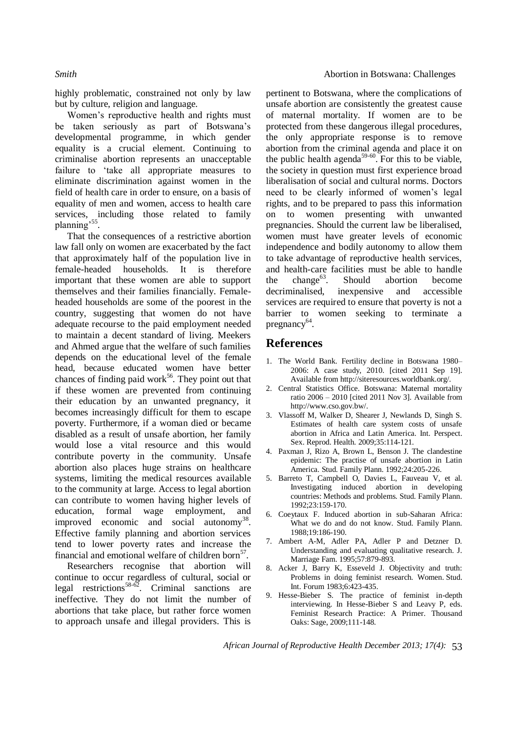highly problematic, constrained not only by law but by culture, religion and language.

Women's reproductive health and rights must be taken seriously as part of Botswana's developmental programme, in which gender equality is a crucial element. Continuing to criminalise abortion represents an unacceptable failure to 'take all appropriate measures to eliminate discrimination against women in the field of health care in order to ensure, on a basis of equality of men and women, access to health care services, including those related to family planning'[55].

That the consequences of a restrictive abortion law fall only on women are exacerbated by the fact that approximately half of the population live in female-headed households. It is therefore important that these women are able to support themselves and their families financially. Female-headed households are some of the poorest in the country, suggesting that women do not have adequate recourse to the paid employment needed to maintain a decent standard of living. Meekers and Ahmed argue that the welfare of such families depends on the educational level of the female head, because educated women have better chances of finding paid work[56]. They point out that if these women are prevented from continuing their education by an unwanted pregnancy, it becomes increasingly difficult for them to escape poverty. Furthermore, if a woman died or became disabled as a result of unsafe abortion, her family would lose a vital resource and this would contribute poverty in the community. Unsafe abortion also places huge strains on healthcare systems, limiting the medical resources available to the community at large. Access to legal abortion can contribute to women having higher levels of education, formal wage employment, and improved economic and social autonomy[38]. Effective family planning and abortion services tend to lower poverty rates and increase the financial and emotional welfare of children born[57].

Researchers recognise that abortion will continue to occur regardless of cultural, social or legal restrictions[58-62]. Criminal sanctions are ineffective. They do not limit the number of abortions that take place, but rather force women to approach unsafe and illegal providers. This is pertinent to Botswana, where the complications of unsafe abortion are consistently the greatest cause of maternal mortality. If women are to be protected from these dangerous illegal procedures, the only appropriate response is to remove abortion from the criminal agenda and place it on the public health agenda[59-60]. For this to be viable, the society in question must first experience broad liberalisation of social and cultural norms. Doctors need to be clearly informed of women's legal rights, and to be prepared to pass this information on to women presenting with unwanted pregnancies. Should the current law be liberalised, women must have greater levels of economic independence and bodily autonomy to allow them to take advantage of reproductive health services, and health-care facilities must be able to handle the change[63]. Should abortion become decriminalised, inexpensive and accessible services are required to ensure that poverty is not a barrier to women seeking to terminate a pregnancy[64].

## References

1. The World Bank. Fertility decline in Botswana 1980–2006: A case study, 2010. [cited 2011 Sep 19]. Available from http://siteresources.worldbank.org/.
2. Central Statistics Office. Botswana: Maternal mortality ratio 2006 – 2010 [cited 2011 Nov 3]. Available from http://www.cso.gov.bw/.
3. Vlassoff M, Walker D, Shearer J, Newlands D, Singh S. Estimates of health care system costs of unsafe abortion in Africa and Latin America. Int. Perspect. Sex. Reprod. Health. 2009;35:114-121.
4. Paxman J, Rizo A, Brown L, Benson J. The clandestine epidemic: The practise of unsafe abortion in Latin America. Stud. Family Plann. 1992;24:205-226.
5. Barreto T, Campbell O, Davies L, Fauveau V, et al. Investigating induced abortion in developing countries: Methods and problems. Stud. Family Plann. 1992;23:159-170.
6. Coeytaux F. Induced abortion in sub-Saharan Africa: What we do and do not know. Stud. Family Plann. 1988;19:186-190.
7. Ambert A-M, Adler PA, Adler P and Detzner D. Understanding and evaluating qualitative research. J. Marriage Fam. 1995;57:879-893.
8. Acker J, Barry K, Esseveld J. Objectivity and truth: Problems in doing feminist research. Women. Stud. Int. Forum 1983;6:423-435.
9. Hesse-Bieber S. The practice of feminist in-depth interviewing. In Hesse-Bieber S and Leavy P, eds. Feminist Research Practice: A Primer. Thousand Oaks: Sage, 2009;111-148.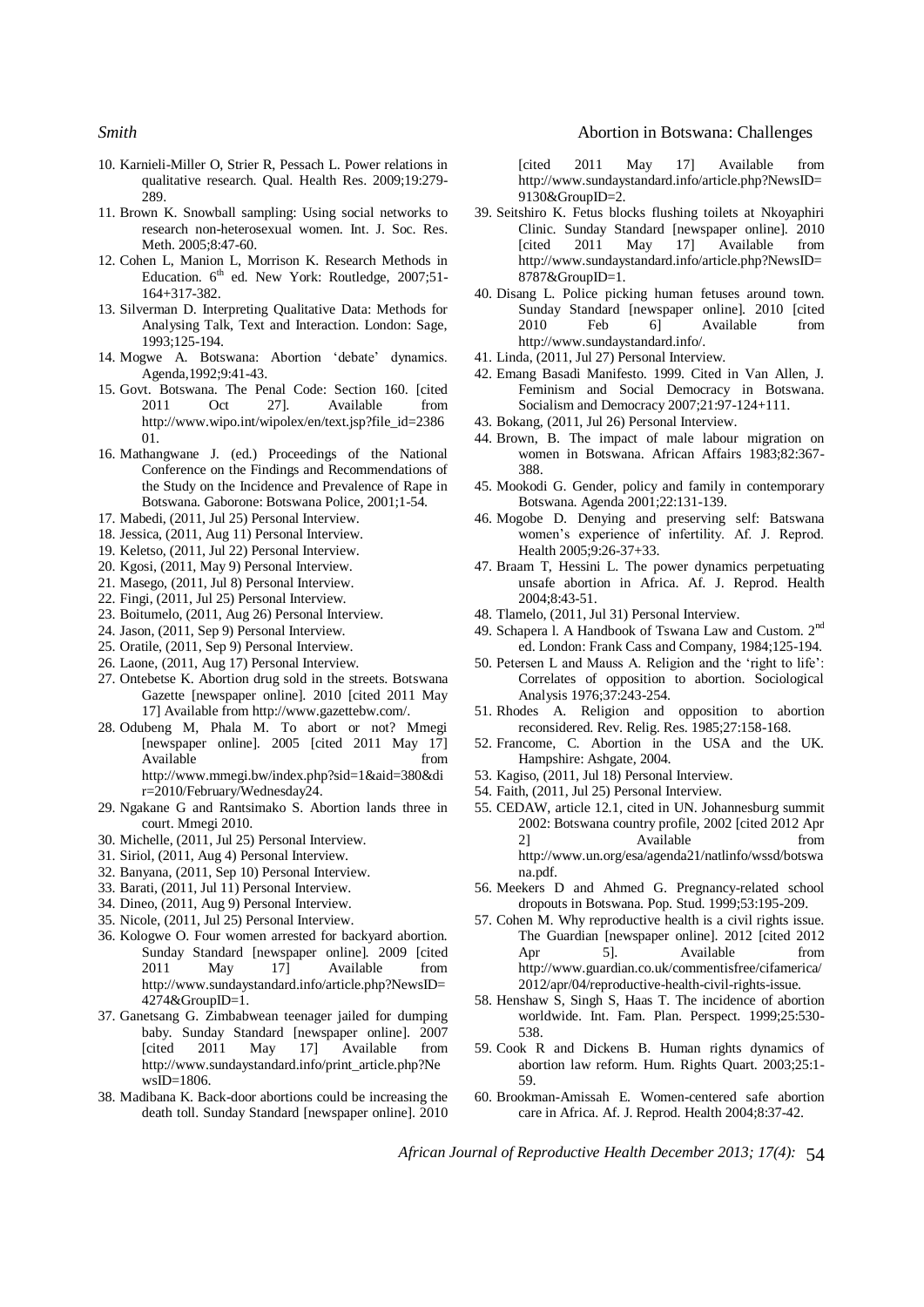10. Karnieli-Miller O, Strier R, Pessach L. Power relations in qualitative research. Qual. Health Res. 2009;19:279-289.
11. Brown K. Snowball sampling: Using social networks to research non-heterosexual women. Int. J. Soc. Res. Meth. 2005;8:47-60.
12. Cohen L, Manion L, Morrison K. Research Methods in Education. 6th ed. New York: Routledge, 2007;51-164+317-382.
13. Silverman D. Interpreting Qualitative Data: Methods for Analysing Talk, Text and Interaction. London: Sage, 1993;125-194.
14. Mogwe A. Botswana: Abortion 'debate' dynamics. Agenda,1992;9:41-43.
15. Govt. Botswana. The Penal Code: Section 160. [cited 2011 Oct 27]. Available from http://www.wipo.int/wipolex/en/text.jsp?file_id=238601.
16. Mathangwane J. (ed.) Proceedings of the National Conference on the Findings and Recommendations of the Study on the Incidence and Prevalence of Rape in Botswana. Gaborone: Botswana Police, 2001;1-54.
17. Mabedi, (2011, Jul 25) Personal Interview.
18. Jessica, (2011, Aug 11) Personal Interview.
19. Keletso, (2011, Jul 22) Personal Interview.
20. Kgosi, (2011, May 9) Personal Interview.
21. Masego, (2011, Jul 8) Personal Interview.
22. Fingi, (2011, Jul 25) Personal Interview.
23. Boitumelo, (2011, Aug 26) Personal Interview.
24. Jason, (2011, Sep 9) Personal Interview.
25. Oratile, (2011, Sep 9) Personal Interview.
26. Laone, (2011, Aug 17) Personal Interview.
27. Ontebetse K. Abortion drug sold in the streets. Botswana Gazette [newspaper online]. 2010 [cited 2011 May 17] Available from http://www.gazettebw.com/.
28. Odubeng M, Phala M. To abort or not? Mmegi [newspaper online]. 2005 [cited 2011 May 17] Available from http://www.mmegi.bw/index.php?sid=1&aid=380&dir=2010/February/Wednesday24.
29. Ngakane G and Rantsimako S. Abortion lands three in court. Mmegi 2010.
30. Michelle, (2011, Jul 25) Personal Interview.
31. Siriol, (2011, Aug 4) Personal Interview.
32. Banyana, (2011, Sep 10) Personal Interview.
33. Barati, (2011, Jul 11) Personal Interview.
34. Dineo, (2011, Aug 9) Personal Interview.
35. Nicole, (2011, Jul 25) Personal Interview.
36. Kologwe O. Four women arrested for backyard abortion. Sunday Standard [newspaper online]. 2009 [cited 2011 May 17] Available from http://www.sundaystandard.info/article.php?NewsID=4274&GroupID=1.
37. Ganetsang G. Zimbabwean teenager jailed for dumping baby. Sunday Standard [newspaper online]. 2007 [cited 2011 May 17] Available from http://www.sundaystandard.info/print_article.php?NewsID=1806.
38. Madibana K. Back-door abortions could be increasing the death toll. Sunday Standard [newspaper online]. 2010 [cited 2011 May 17] Available from http://www.sundaystandard.info/article.php?NewsID=9130&GroupID=2.
39. Seitshiro K. Fetus blocks flushing toilets at Nkoyaphiri Clinic. Sunday Standard [newspaper online]. 2010 [cited 2011 May 17] Available from http://www.sundaystandard.info/article.php?NewsID=8787&GroupID=1.
40. Disang L. Police picking human fetuses around town. Sunday Standard [newspaper online]. 2010 [cited 2010 Feb 6] Available from http://www.sundaystandard.info/.
41. Linda, (2011, Jul 27) Personal Interview.
42. Emang Basadi Manifesto. 1999. Cited in Van Allen, J. Feminism and Social Democracy in Botswana. Socialism and Democracy 2007;21:97-124+111.
43. Bokang, (2011, Jul 26) Personal Interview.
44. Brown, B. The impact of male labour migration on women in Botswana. African Affairs 1983;82:367-388.
45. Mookodi G. Gender, policy and family in contemporary Botswana. Agenda 2001;22:131-139.
46. Mogobe D. Denying and preserving self: Batswana women's experience of infertility. Af. J. Reprod. Health 2005;9:26-37+33.
47. Braam T, Hessini L. The power dynamics perpetuating unsafe abortion in Africa. Af. J. Reprod. Health 2004;8:43-51.
48. Tlamelo, (2011, Jul 31) Personal Interview.
49. Schapera l. A Handbook of Tswana Law and Custom. 2nd ed. London: Frank Cass and Company, 1984;125-194.
50. Petersen L and Mauss A. Religion and the 'right to life': Correlates of opposition to abortion. Sociological Analysis 1976;37:243-254.
51. Rhodes A. Religion and opposition to abortion reconsidered. Rev. Relig. Res. 1985;27:158-168.
52. Francome, C. Abortion in the USA and the UK. Hampshire: Ashgate, 2004.
53. Kagiso, (2011, Jul 18) Personal Interview.
54. Faith, (2011, Jul 25) Personal Interview.
55. CEDAW, article 12.1, cited in UN. Johannesburg summit 2002: Botswana country profile, 2002 [cited 2012 Apr 2] Available from http://www.un.org/esa/agenda21/natlinfo/wssd/botswana.pdf.
56. Meekers D and Ahmed G. Pregnancy-related school dropouts in Botswana. Pop. Stud. 1999;53:195-209.
57. Cohen M. Why reproductive health is a civil rights issue. The Guardian [newspaper online]. 2012 [cited 2012 Apr 5]. Available from http://www.guardian.co.uk/commentisfree/cifamerica/2012/apr/04/reproductive-health-civil-rights-issue.
58. Henshaw S, Singh S, Haas T. The incidence of abortion worldwide. Int. Fam. Plan. Perspect. 1999;25:530-538.
59. Cook R and Dickens B. Human rights dynamics of abortion law reform. Hum. Rights Quart. 2003;25:1-59.
60. Brookman-Amissah E. Women-centered safe abortion care in Africa. Af. J. Reprod. Health 2004;8:37-42.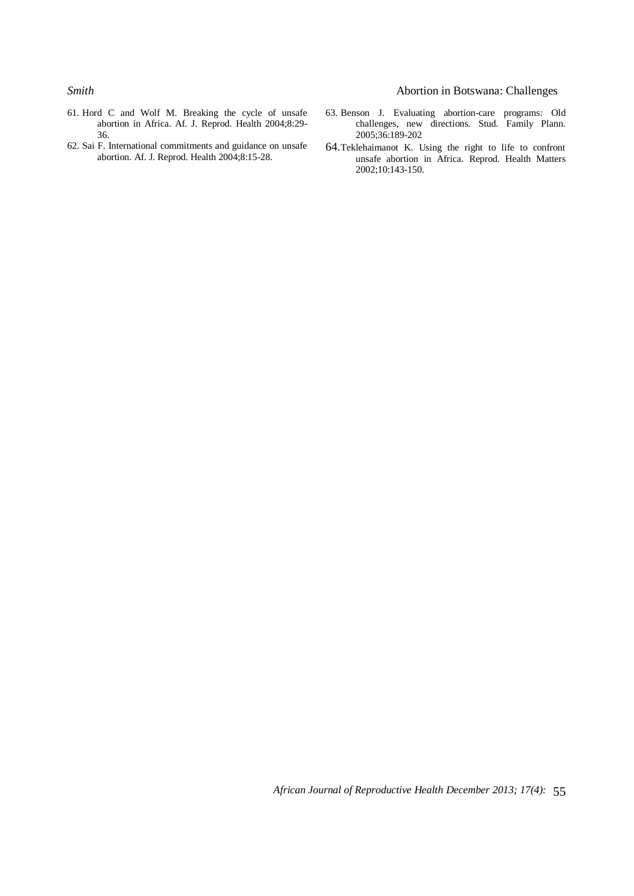61. Hord C and Wolf M. Breaking the cycle of unsafe abortion in Africa. Af. J. Reprod. Health 2004;8:29-36.
62. Sai F. International commitments and guidance on unsafe abortion. Af. J. Reprod. Health 2004;8:15-28.
63. Benson J. Evaluating abortion-care programs: Old challenges, new directions. Stud. Family Plann. 2005;36:189-202
64. Teklehaimanot K. Using the right to life to confront unsafe abortion in Africa. Reprod. Health Matters 2002;10:143-150.